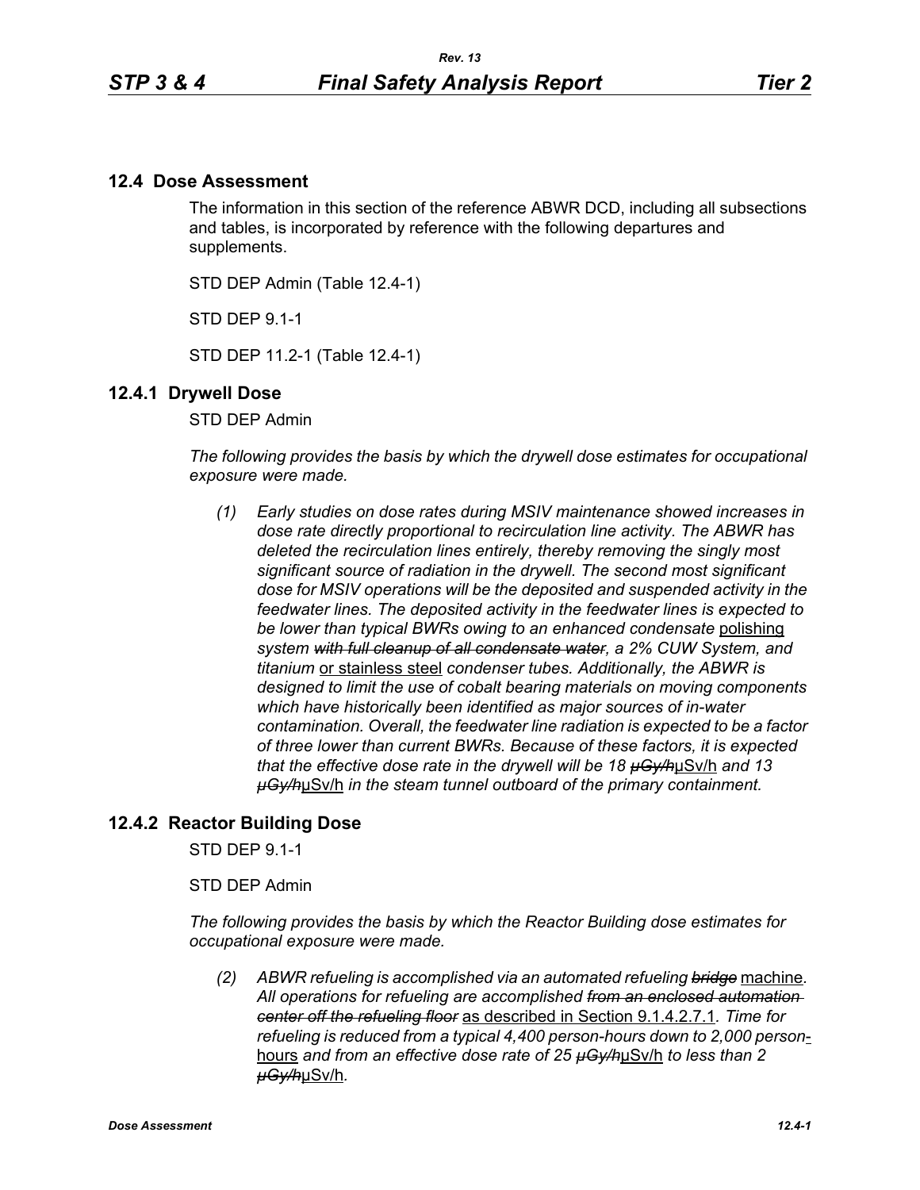## 12.4 Dose Assessment

The information in this section of the reference ABWR DCD, including all subsections and tables, is incorporated by reference with the following departures and supplements.

STD DEP Admin (Table 12.4-1)

STD DEP 9.1-1

STD DEP 11.2-1 (Table 12.4-1)

### 12.4.1 Drywell Dose

STD DEP Admin

*The following provides the basis by which the drywell dose estimates for occupational exposure were made.*

*(1) Early studies on dose rates during MSIV maintenance showed increases in dose rate directly proportional to recirculation line activity. The ABWR has deleted the recirculation lines entirely, thereby removing the singly most significant source of radiation in the drywell. The second most significant dose for MSIV operations will be the deposited and suspended activity in the feedwater lines. The deposited activity in the feedwater lines is expected to be lower than typical BWRs owing to an enhanced condensate* polishing *system ~~with full cleanup of all condensate water~~, a 2% CUW System, and titanium* or stainless steel *condenser tubes. Additionally, the ABWR is designed to limit the use of cobalt bearing materials on moving components which have historically been identified as major sources of in-water contamination. Overall, the feedwater line radiation is expected to be a factor of three lower than current BWRs. Because of these factors, it is expected that the effective dose rate in the drywell will be 18 ~~μGy/h~~*μSv/h *and 13 ~~μGy/h~~*μSv/h *in the steam tunnel outboard of the primary containment.*

### 12.4.2 Reactor Building Dose

STD DEP 9.1-1

STD DEP Admin

*The following provides the basis by which the Reactor Building dose estimates for occupational exposure were made.*

*(2) ABWR refueling is accomplished via an automated refueling ~~bridge~~* machine*. All operations for refueling are accomplished ~~from an enclosed automation center off the refueling floor~~* as described in Section 9.1.4.2.7.1*. Time for refueling is reduced from a typical 4,400 person-hours down to 2,000 person*-hours *and from an effective dose rate of 25 ~~μGy/h~~*μSv/h *to less than 2 ~~μGy/h~~*μSv/h*.*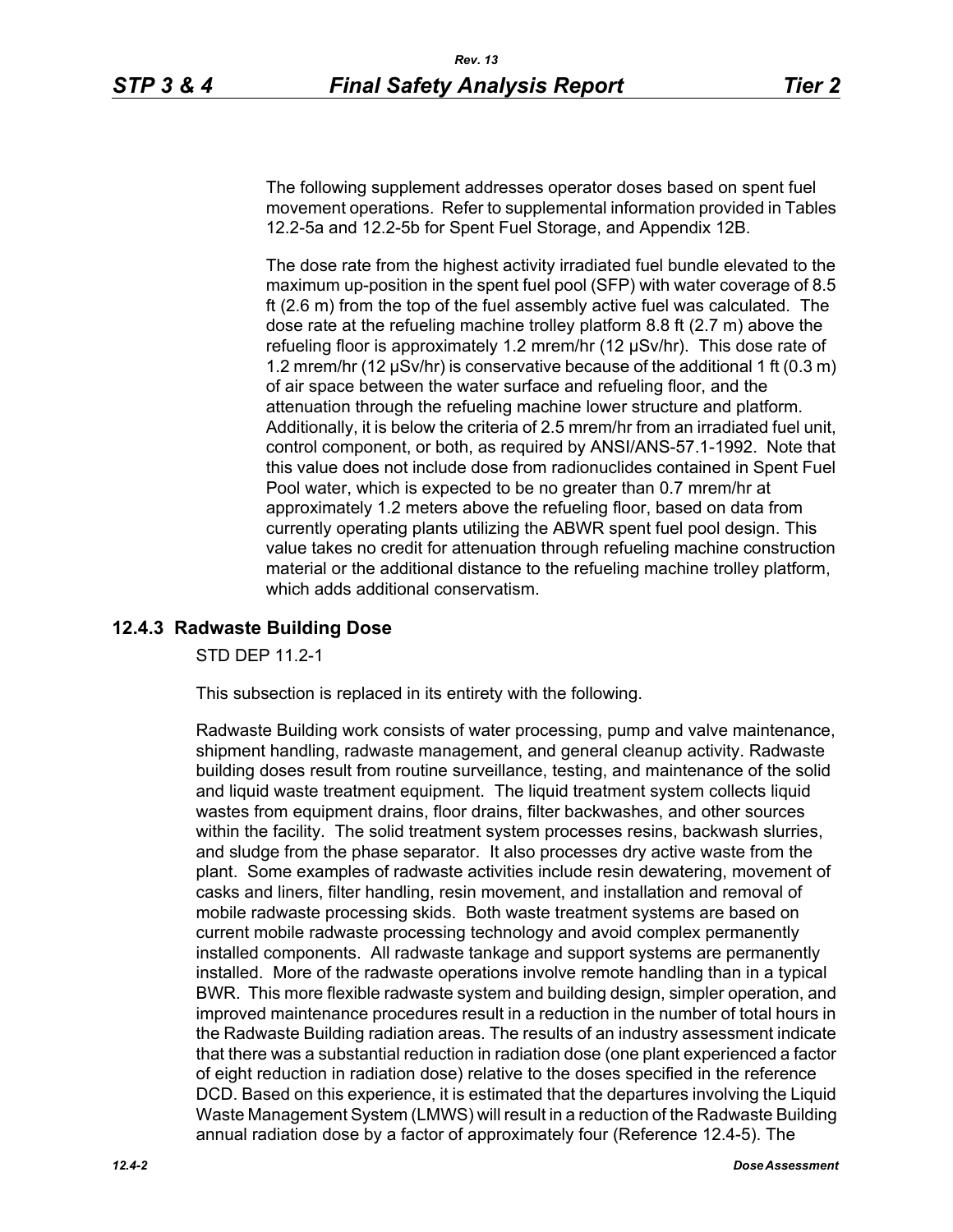The following supplement addresses operator doses based on spent fuel movement operations. Refer to supplemental information provided in Tables 12.2-5a and 12.2-5b for Spent Fuel Storage, and Appendix 12B.

The dose rate from the highest activity irradiated fuel bundle elevated to the maximum up-position in the spent fuel pool (SFP) with water coverage of 8.5 ft (2.6 m) from the top of the fuel assembly active fuel was calculated. The dose rate at the refueling machine trolley platform 8.8 ft (2.7 m) above the refueling floor is approximately 1.2 mrem/hr (12 μSv/hr). This dose rate of 1.2 mrem/hr (12 μSv/hr) is conservative because of the additional 1 ft (0.3 m) of air space between the water surface and refueling floor, and the attenuation through the refueling machine lower structure and platform. Additionally, it is below the criteria of 2.5 mrem/hr from an irradiated fuel unit, control component, or both, as required by ANSI/ANS-57.1-1992. Note that this value does not include dose from radionuclides contained in Spent Fuel Pool water, which is expected to be no greater than 0.7 mrem/hr at approximately 1.2 meters above the refueling floor, based on data from currently operating plants utilizing the ABWR spent fuel pool design. This value takes no credit for attenuation through refueling machine construction material or the additional distance to the refueling machine trolley platform, which adds additional conservatism.

### 12.4.3 Radwaste Building Dose

STD DEP 11.2-1

This subsection is replaced in its entirety with the following.

Radwaste Building work consists of water processing, pump and valve maintenance, shipment handling, radwaste management, and general cleanup activity. Radwaste building doses result from routine surveillance, testing, and maintenance of the solid and liquid waste treatment equipment. The liquid treatment system collects liquid wastes from equipment drains, floor drains, filter backwashes, and other sources within the facility. The solid treatment system processes resins, backwash slurries, and sludge from the phase separator. It also processes dry active waste from the plant. Some examples of radwaste activities include resin dewatering, movement of casks and liners, filter handling, resin movement, and installation and removal of mobile radwaste processing skids. Both waste treatment systems are based on current mobile radwaste processing technology and avoid complex permanently installed components. All radwaste tankage and support systems are permanently installed. More of the radwaste operations involve remote handling than in a typical BWR. This more flexible radwaste system and building design, simpler operation, and improved maintenance procedures result in a reduction in the number of total hours in the Radwaste Building radiation areas. The results of an industry assessment indicate that there was a substantial reduction in radiation dose (one plant experienced a factor of eight reduction in radiation dose) relative to the doses specified in the reference DCD. Based on this experience, it is estimated that the departures involving the Liquid Waste Management System (LMWS) will result in a reduction of the Radwaste Building annual radiation dose by a factor of approximately four (Reference 12.4-5). The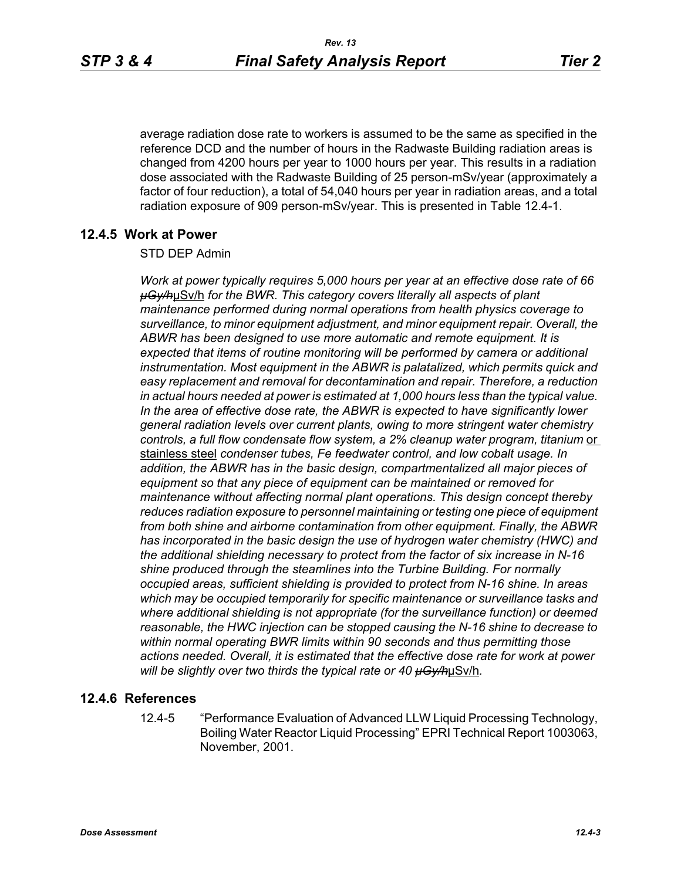average radiation dose rate to workers is assumed to be the same as specified in the reference DCD and the number of hours in the Radwaste Building radiation areas is changed from 4200 hours per year to 1000 hours per year. This results in a radiation dose associated with the Radwaste Building of 25 person-mSv/year (approximately a factor of four reduction), a total of 54,040 hours per year in radiation areas, and a total radiation exposure of 909 person-mSv/year. This is presented in Table 12.4-1.

## 12.4.5 Work at Power

STD DEP Admin

*Work at power typically requires 5,000 hours per year at an effective dose rate of 66 ~~µGy/h~~*µSv/h *for the BWR. This category covers literally all aspects of plant maintenance performed during normal operations from health physics coverage to surveillance, to minor equipment adjustment, and minor equipment repair. Overall, the ABWR has been designed to use more automatic and remote equipment. It is expected that items of routine monitoring will be performed by camera or additional instrumentation. Most equipment in the ABWR is palatalized, which permits quick and easy replacement and removal for decontamination and repair. Therefore, a reduction in actual hours needed at power is estimated at 1,000 hours less than the typical value. In the area of effective dose rate, the ABWR is expected to have significantly lower general radiation levels over current plants, owing to more stringent water chemistry controls, a full flow condensate flow system, a 2% cleanup water program, titanium* or stainless steel *condenser tubes, Fe feedwater control, and low cobalt usage. In addition, the ABWR has in the basic design, compartmentalized all major pieces of equipment so that any piece of equipment can be maintained or removed for maintenance without affecting normal plant operations. This design concept thereby reduces radiation exposure to personnel maintaining or testing one piece of equipment from both shine and airborne contamination from other equipment. Finally, the ABWR has incorporated in the basic design the use of hydrogen water chemistry (HWC) and the additional shielding necessary to protect from the factor of six increase in N-16 shine produced through the steamlines into the Turbine Building. For normally occupied areas, sufficient shielding is provided to protect from N-16 shine. In areas which may be occupied temporarily for specific maintenance or surveillance tasks and where additional shielding is not appropriate (for the surveillance function) or deemed reasonable, the HWC injection can be stopped causing the N-16 shine to decrease to within normal operating BWR limits within 90 seconds and thus permitting those actions needed. Overall, it is estimated that the effective dose rate for work at power will be slightly over two thirds the typical rate or 40 ~~µGy/h~~*µSv/h.

## 12.4.6 References

12.4-5 "Performance Evaluation of Advanced LLW Liquid Processing Technology, Boiling Water Reactor Liquid Processing" EPRI Technical Report 1003063, November, 2001.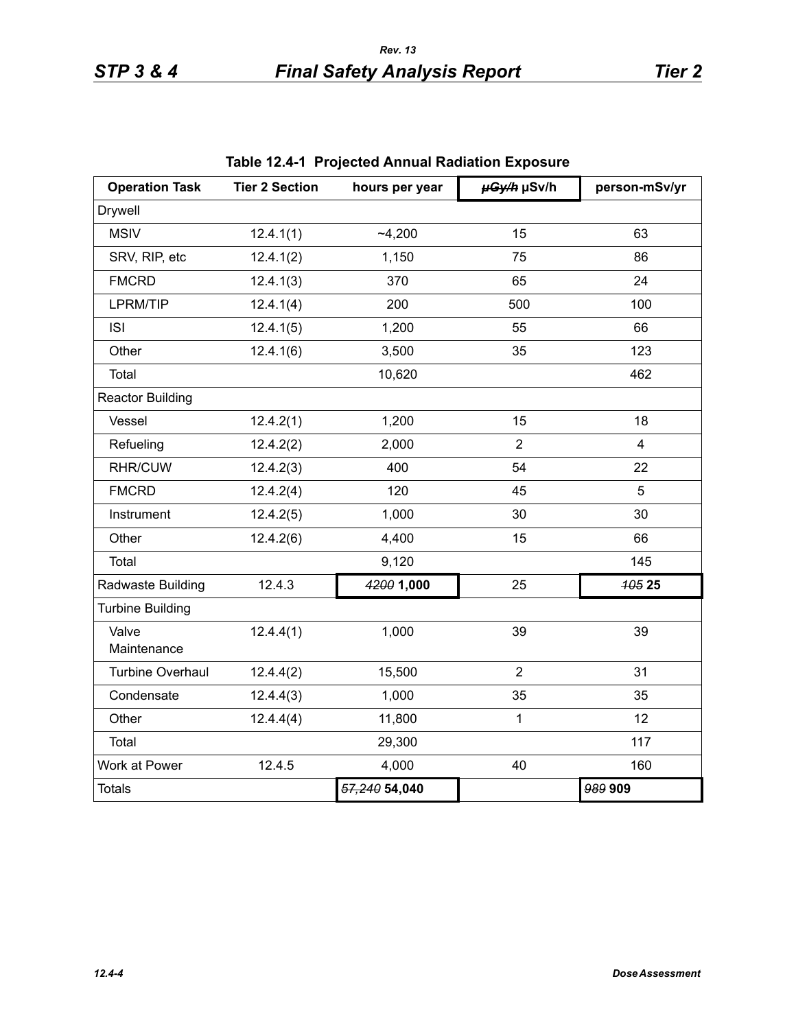## Table 12.4-1 Projected Annual Radiation Exposure

| Operation Task | Tier 2 Section | hours per year | ~~μGy/h~~ μSv/h | person-mSv/yr |
|---|---|---|---|---|
| Drywell | | | | |
| MSIV | 12.4.1(1) | ~4,200 | 15 | 63 |
| SRV, RIP, etc | 12.4.1(2) | 1,150 | 75 | 86 |
| FMCRD | 12.4.1(3) | 370 | 65 | 24 |
| LPRM/TIP | 12.4.1(4) | 200 | 500 | 100 |
| ISI | 12.4.1(5) | 1,200 | 55 | 66 |
| Other | 12.4.1(6) | 3,500 | 35 | 123 |
| Total | | 10,620 | | 462 |
| Reactor Building | | | | |
| Vessel | 12.4.2(1) | 1,200 | 15 | 18 |
| Refueling | 12.4.2(2) | 2,000 | 2 | 4 |
| RHR/CUW | 12.4.2(3) | 400 | 54 | 22 |
| FMCRD | 12.4.2(4) | 120 | 45 | 5 |
| Instrument | 12.4.2(5) | 1,000 | 30 | 30 |
| Other | 12.4.2(6) | 4,400 | 15 | 66 |
| Total | | 9,120 | | 145 |
| Radwaste Building | 12.4.3 | ~~*4200*~~ **1,000** | 25 | ~~*105*~~ **25** |
| Turbine Building | | | | |
| Valve Maintenance | 12.4.4(1) | 1,000 | 39 | 39 |
| Turbine Overhaul | 12.4.4(2) | 15,500 | 2 | 31 |
| Condensate | 12.4.4(3) | 1,000 | 35 | 35 |
| Other | 12.4.4(4) | 11,800 | 1 | 12 |
| Total | | 29,300 | | 117 |
| Work at Power | 12.4.5 | 4,000 | 40 | 160 |
| Totals | | ~~*57,240*~~ **54,040** | | ~~*989*~~ **909** |